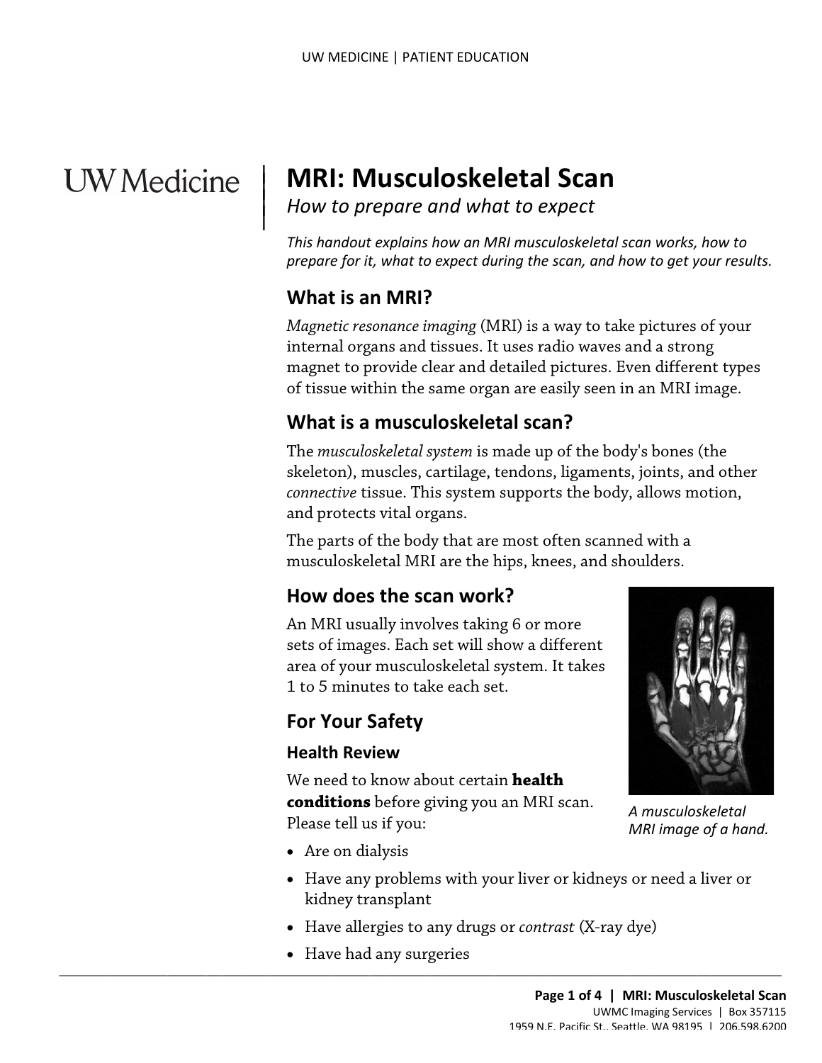# MRI: Musculoskeletal Scan

*How to prepare and what to expect*

*This handout explains how an MRI musculoskeletal scan works, how to prepare for it, what to expect during the scan, and how to get your results.*

## What is an MRI?

*Magnetic resonance imaging* (MRI) is a way to take pictures of your internal organs and tissues. It uses radio waves and a strong magnet to provide clear and detailed pictures. Even different types of tissue within the same organ are easily seen in an MRI image.

## What is a musculoskeletal scan?

The *musculoskeletal system* is made up of the body's bones (the skeleton), muscles, cartilage, tendons, ligaments, joints, and other *connective* tissue. This system supports the body, allows motion, and protects vital organs.

The parts of the body that are most often scanned with a musculoskeletal MRI are the hips, knees, and shoulders.

## How does the scan work?

An MRI usually involves taking 6 or more sets of images. Each set will show a different area of your musculoskeletal system. It takes 1 to 5 minutes to take each set.

*A musculoskeletal MRI image of a hand.*

## For Your Safety

### Health Review

We need to know about certain **health conditions** before giving you an MRI scan. Please tell us if you:

- Are on dialysis
- Have any problems with your liver or kidneys or need a liver or kidney transplant
- Have allergies to any drugs or *contrast* (X-ray dye)
- Have had any surgeries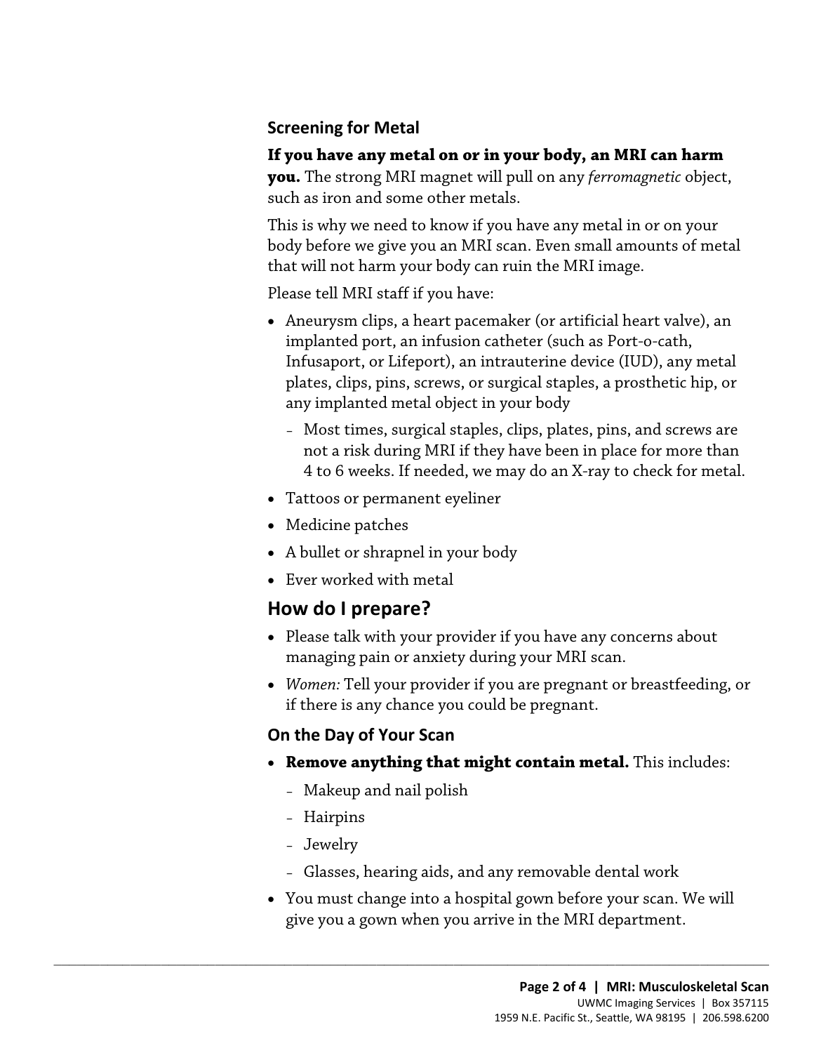### Screening for Metal

**If you have any metal on or in your body, an MRI can harm you.** The strong MRI magnet will pull on any *ferromagnetic* object, such as iron and some other metals.

This is why we need to know if you have any metal in or on your body before we give you an MRI scan. Even small amounts of metal that will not harm your body can ruin the MRI image.

Please tell MRI staff if you have:

- Aneurysm clips, a heart pacemaker (or artificial heart valve), an implanted port, an infusion catheter (such as Port-o-cath, Infusaport, or Lifeport), an intrauterine device (IUD), any metal plates, clips, pins, screws, or surgical staples, a prosthetic hip, or any implanted metal object in your body
  - Most times, surgical staples, clips, plates, pins, and screws are not a risk during MRI if they have been in place for more than 4 to 6 weeks. If needed, we may do an X-ray to check for metal.
- Tattoos or permanent eyeliner
- Medicine patches
- A bullet or shrapnel in your body
- Ever worked with metal

## How do I prepare?

- Please talk with your provider if you have any concerns about managing pain or anxiety during your MRI scan.
- *Women:* Tell your provider if you are pregnant or breastfeeding, or if there is any chance you could be pregnant.

### On the Day of Your Scan

- **Remove anything that might contain metal.** This includes:
  - Makeup and nail polish
  - Hairpins
  - Jewelry
  - Glasses, hearing aids, and any removable dental work
- You must change into a hospital gown before your scan. We will give you a gown when you arrive in the MRI department.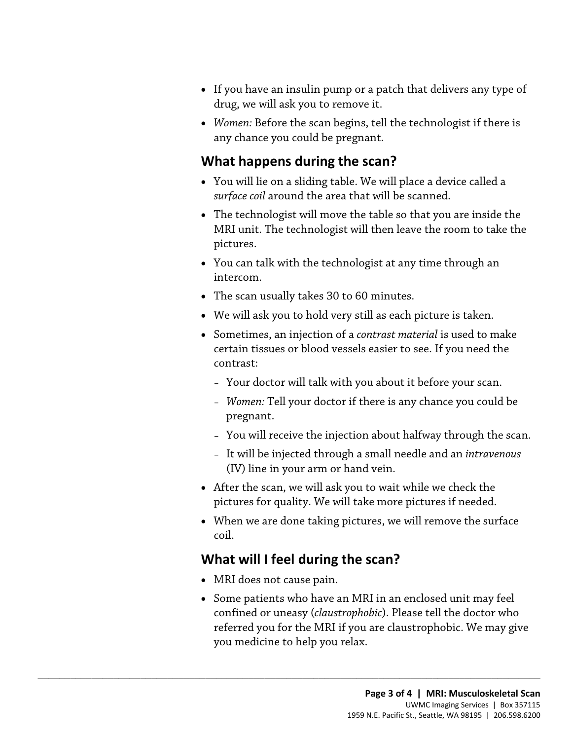- If you have an insulin pump or a patch that delivers any type of drug, we will ask you to remove it.
- *Women:* Before the scan begins, tell the technologist if there is any chance you could be pregnant.

## What happens during the scan?

- You will lie on a sliding table. We will place a device called a *surface coil* around the area that will be scanned.
- The technologist will move the table so that you are inside the MRI unit. The technologist will then leave the room to take the pictures.
- You can talk with the technologist at any time through an intercom.
- The scan usually takes 30 to 60 minutes.
- We will ask you to hold very still as each picture is taken.
- Sometimes, an injection of a *contrast material* is used to make certain tissues or blood vessels easier to see. If you need the contrast:
  - Your doctor will talk with you about it before your scan.
  - *Women:* Tell your doctor if there is any chance you could be pregnant.
  - You will receive the injection about halfway through the scan.
  - It will be injected through a small needle and an *intravenous* (IV) line in your arm or hand vein.
- After the scan, we will ask you to wait while we check the pictures for quality. We will take more pictures if needed.
- When we are done taking pictures, we will remove the surface coil.

## What will I feel during the scan?

- MRI does not cause pain.
- Some patients who have an MRI in an enclosed unit may feel confined or uneasy (*claustrophobic*). Please tell the doctor who referred you for the MRI if you are claustrophobic. We may give you medicine to help you relax.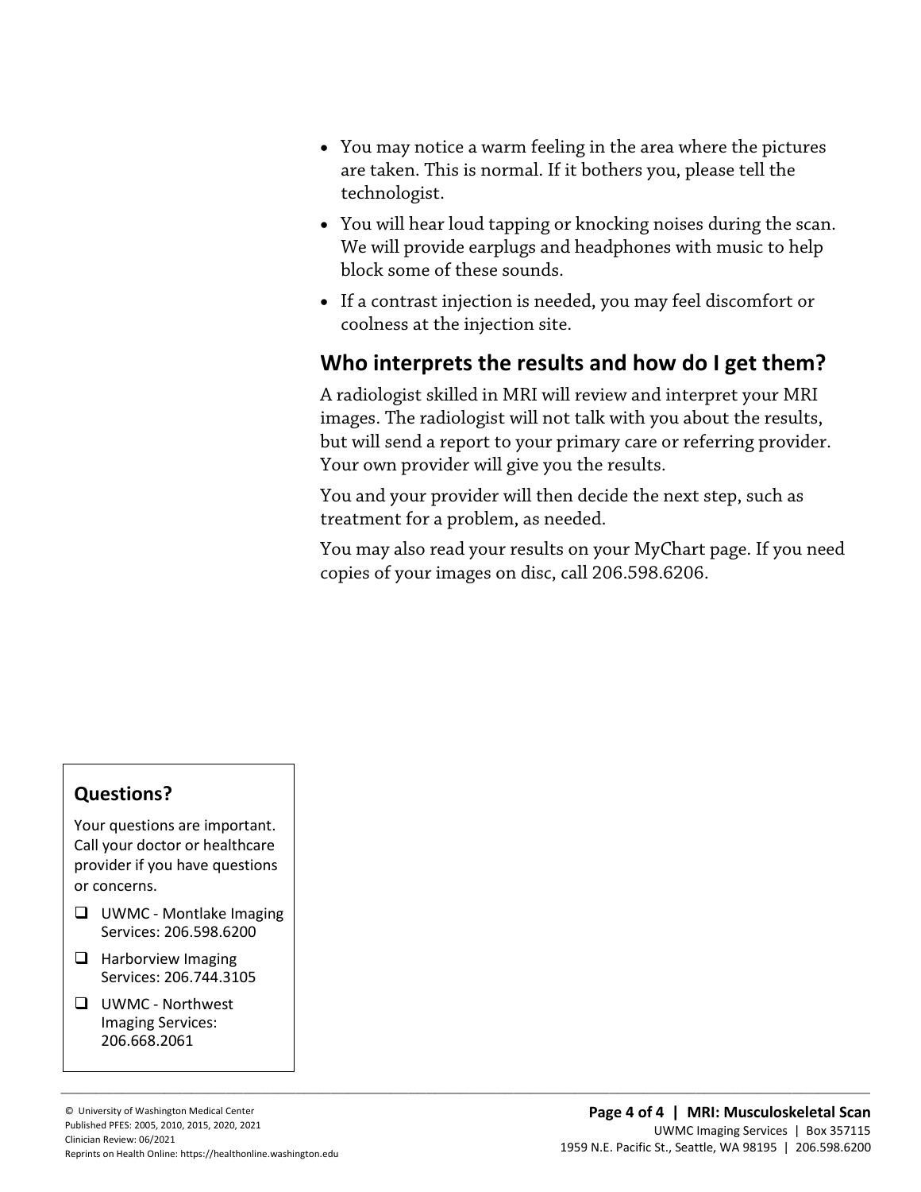- You may notice a warm feeling in the area where the pictures are taken. This is normal. If it bothers you, please tell the technologist.
- You will hear loud tapping or knocking noises during the scan. We will provide earplugs and headphones with music to help block some of these sounds.
- If a contrast injection is needed, you may feel discomfort or coolness at the injection site.

## Who interprets the results and how do I get them?

A radiologist skilled in MRI will review and interpret your MRI images. The radiologist will not talk with you about the results, but will send a report to your primary care or referring provider. Your own provider will give you the results.

You and your provider will then decide the next step, such as treatment for a problem, as needed.

You may also read your results on your MyChart page. If you need copies of your images on disc, call 206.598.6206.

### Questions?

Your questions are important. Call your doctor or healthcare provider if you have questions or concerns.

- ☐ UWMC - Montlake Imaging Services: 206.598.6200
- ☐ Harborview Imaging Services: 206.744.3105
- ☐ UWMC - Northwest Imaging Services: 206.668.2061

© University of Washington Medical Center
Published PFES: 2005, 2010, 2015, 2020, 2021
Clinician Review: 06/2021
Reprints on Health Online: https://healthonline.washington.edu

UWMC Imaging Services | Box 357115
1959 N.E. Pacific St., Seattle, WA 98195 | 206.598.6200